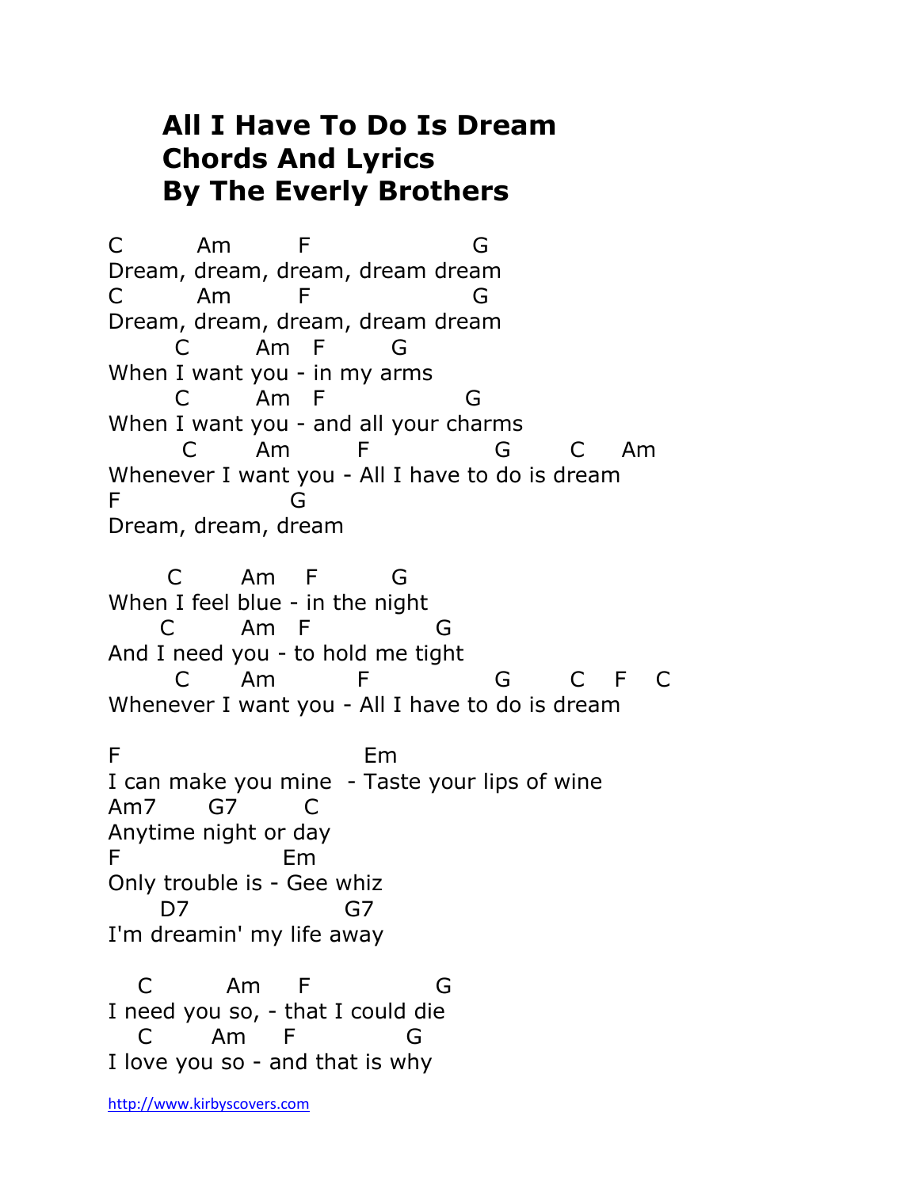# All I Have To Do Is Dream
# Chords And Lyrics
# By The Everly Brothers

```
C         Am         F                   G
Dream, dream, dream, dream dream
C         Am         F                   G
Dream, dream, dream, dream dream
       C         Am   F        G
When I want you - in my arms
       C         Am   F                G
When I want you - and all your charms
        C       Am         F               G       C     Am
Whenever I want you - All I have to do is dream
F                    G
Dream, dream, dream

      C       Am    F        G
When I feel blue - in the night
     C        Am   F              G
And I need you - to hold me tight
       C      Am          F               G       C    F    C
Whenever I want you - All I have to do is dream

F                          Em
I can make you mine  - Taste your lips of wine
Am7      G7        C
Anytime night or day
F                  Em
Only trouble is - Gee whiz
     D7                G7
I'm dreamin' my life away

   C         Am     F              G
I need you so, - that I could die
   C       Am     F             G
I love you so - and that is why
```

http://www.kirbyscovers.com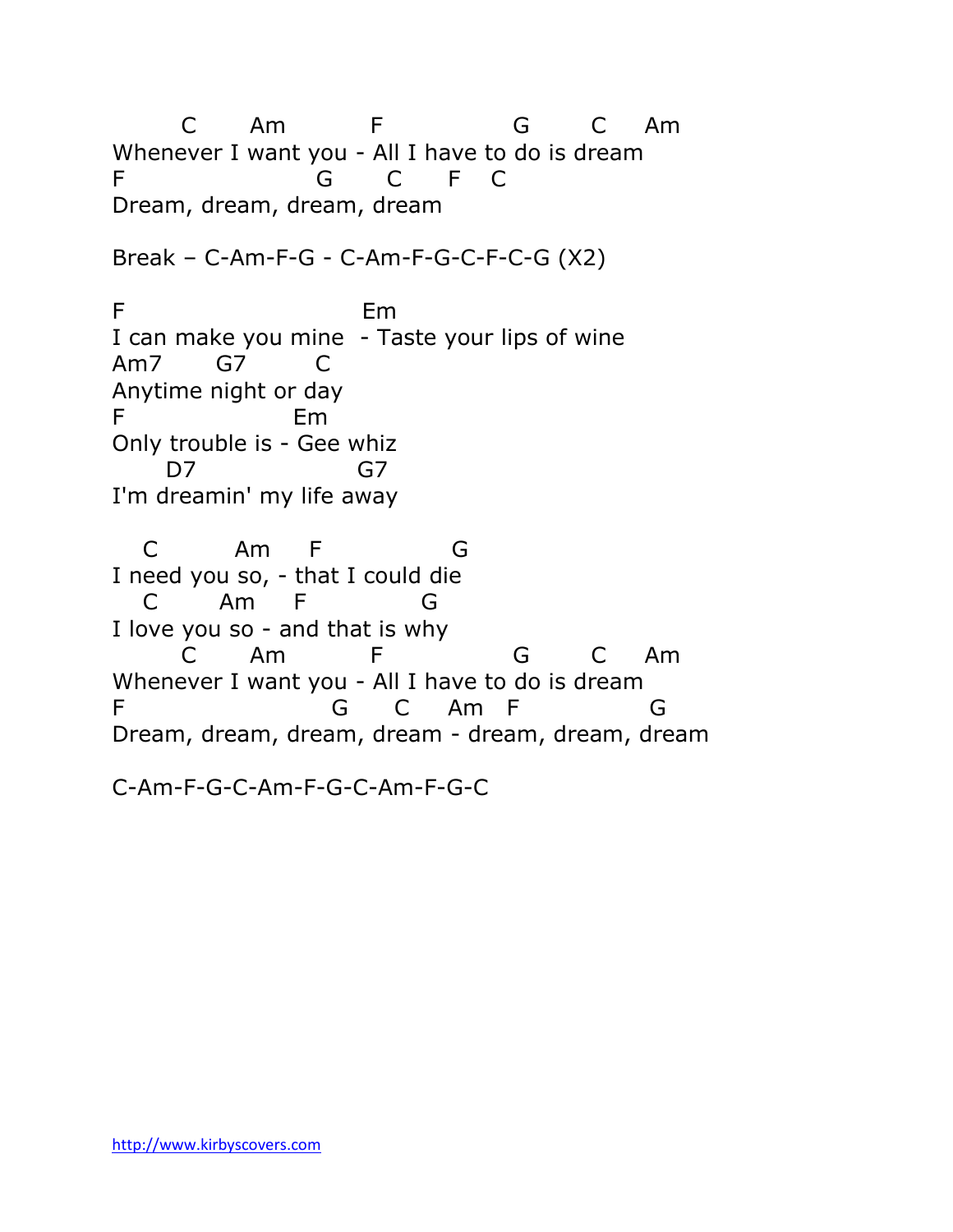```
        C      Am          F               G       C     Am
Whenever I want you - All I have to do is dream
F                  G      C     F    C
Dream, dream, dream, dream
```

Break – C-Am-F-G - C-Am-F-G-C-F-C-G (X2)

```
F                         Em
I can make you mine  - Taste your lips of wine
Am7       G7        C
Anytime night or day
F                  Em
Only trouble is - Gee whiz
      D7                  G7
I'm dreamin' my life away
```

```
   C         Am     F              G
I need you so, - that I could die
   C       Am     F            G
I love you so - and that is why
        C      Am          F               G       C     Am
Whenever I want you - All I have to do is dream
F                    G      C     Am   F             G
Dream, dream, dream, dream - dream, dream, dream
```

C-Am-F-G-C-Am-F-G-C-Am-F-G-C

http://www.kirbyscovers.com